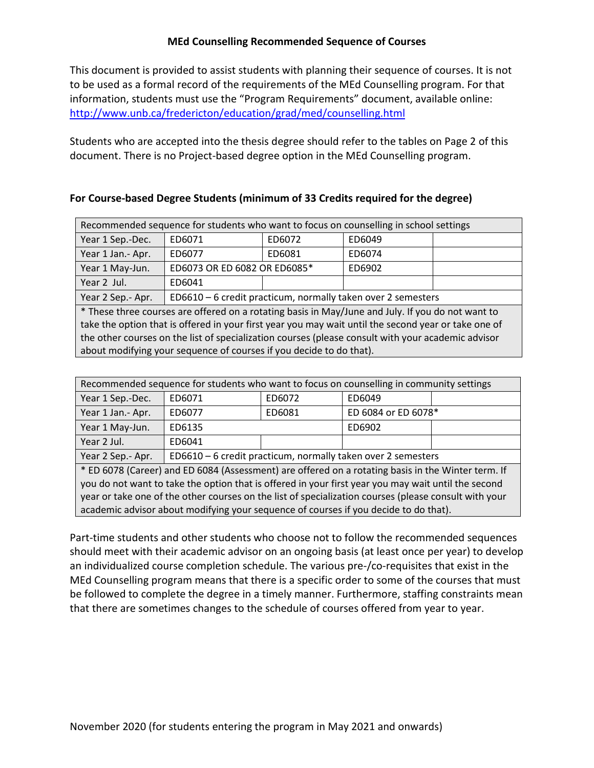**MEd Counselling Recommended Sequence of Courses**

This document is provided to assist students with planning their sequence of courses. It is not to be used as a formal record of the requirements of the MEd Counselling program. For that information, students must use the "Program Requirements" document, available online: http://www.unb.ca/fredericton/education/grad/med/counselling.html

Students who are accepted into the thesis degree should refer to the tables on Page 2 of this document. There is no Project-based degree option in the MEd Counselling program.

**For Course-based Degree Students (minimum of 33 Credits required for the degree)**

| Recommended sequence for students who want to focus on counselling in school settings | | | | |
|---|---|---|---|---|
| Year 1 Sep.-Dec. | ED6071 | ED6072 | ED6049 | |
| Year 1 Jan.- Apr. | ED6077 | ED6081 | ED6074 | |
| Year 1 May-Jun. | ED6073 OR ED 6082 OR ED6085* | | ED6902 | |
| Year 2 Jul. | ED6041 | | | |
| Year 2 Sep.- Apr. | ED6610 – 6 credit practicum, normally taken over 2 semesters | | | |
| * These three courses are offered on a rotating basis in May/June and July. If you do not want to take the option that is offered in your first year you may wait until the second year or take one of the other courses on the list of specialization courses (please consult with your academic advisor about modifying your sequence of courses if you decide to do that). | | | | |

| Recommended sequence for students who want to focus on counselling in community settings | | | | |
|---|---|---|---|---|
| Year 1 Sep.-Dec. | ED6071 | ED6072 | ED6049 | |
| Year 1 Jan.- Apr. | ED6077 | ED6081 | ED 6084 or ED 6078* | |
| Year 1 May-Jun. | ED6135 | | ED6902 | |
| Year 2 Jul. | ED6041 | | | |
| Year 2 Sep.- Apr. | ED6610 – 6 credit practicum, normally taken over 2 semesters | | | |
| * ED 6078 (Career) and ED 6084 (Assessment) are offered on a rotating basis in the Winter term. If you do not want to take the option that is offered in your first year you may wait until the second year or take one of the other courses on the list of specialization courses (please consult with your academic advisor about modifying your sequence of courses if you decide to do that). | | | | |

Part-time students and other students who choose not to follow the recommended sequences should meet with their academic advisor on an ongoing basis (at least once per year) to develop an individualized course completion schedule. The various pre-/co-requisites that exist in the MEd Counselling program means that there is a specific order to some of the courses that must be followed to complete the degree in a timely manner. Furthermore, staffing constraints mean that there are sometimes changes to the schedule of courses offered from year to year.

November 2020 (for students entering the program in May 2021 and onwards)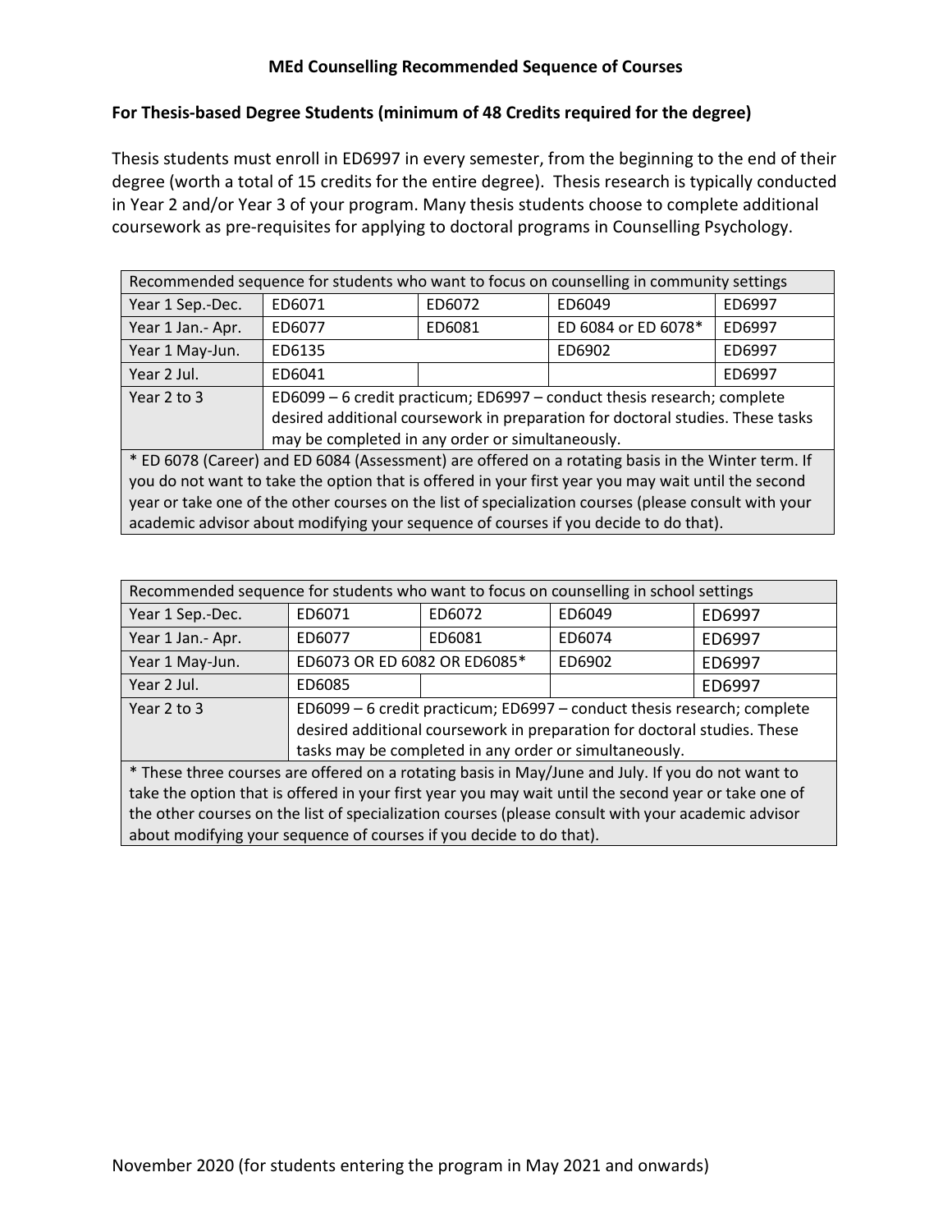**MEd Counselling Recommended Sequence of Courses**

**For Thesis-based Degree Students (minimum of 48 Credits required for the degree)**

Thesis students must enroll in ED6997 in every semester, from the beginning to the end of their degree (worth a total of 15 credits for the entire degree). Thesis research is typically conducted in Year 2 and/or Year 3 of your program. Many thesis students choose to complete additional coursework as pre-requisites for applying to doctoral programs in Counselling Psychology.

| Recommended sequence for students who want to focus on counselling in community settings | | | | |
|---|---|---|---|---|
| Year 1 Sep.-Dec. | ED6071 | ED6072 | ED6049 | ED6997 |
| Year 1 Jan.- Apr. | ED6077 | ED6081 | ED 6084 or ED 6078* | ED6997 |
| Year 1 May-Jun. | ED6135 | | ED6902 | ED6997 |
| Year 2 Jul. | ED6041 | | | ED6997 |
| Year 2 to 3 | ED6099 – 6 credit practicum; ED6997 – conduct thesis research; complete desired additional coursework in preparation for doctoral studies. These tasks may be completed in any order or simultaneously. | | | |
| * ED 6078 (Career) and ED 6084 (Assessment) are offered on a rotating basis in the Winter term. If you do not want to take the option that is offered in your first year you may wait until the second year or take one of the other courses on the list of specialization courses (please consult with your academic advisor about modifying your sequence of courses if you decide to do that). | | | | |

| Recommended sequence for students who want to focus on counselling in school settings | | | | |
|---|---|---|---|---|
| Year 1 Sep.-Dec. | ED6071 | ED6072 | ED6049 | ED6997 |
| Year 1 Jan.- Apr. | ED6077 | ED6081 | ED6074 | ED6997 |
| Year 1 May-Jun. | ED6073 OR ED 6082 OR ED6085* | | ED6902 | ED6997 |
| Year 2 Jul. | ED6085 | | | ED6997 |
| Year 2 to 3 | ED6099 – 6 credit practicum; ED6997 – conduct thesis research; complete desired additional coursework in preparation for doctoral studies. These tasks may be completed in any order or simultaneously. | | | |
| * These three courses are offered on a rotating basis in May/June and July. If you do not want to take the option that is offered in your first year you may wait until the second year or take one of the other courses on the list of specialization courses (please consult with your academic advisor about modifying your sequence of courses if you decide to do that). | | | | |

November 2020 (for students entering the program in May 2021 and onwards)